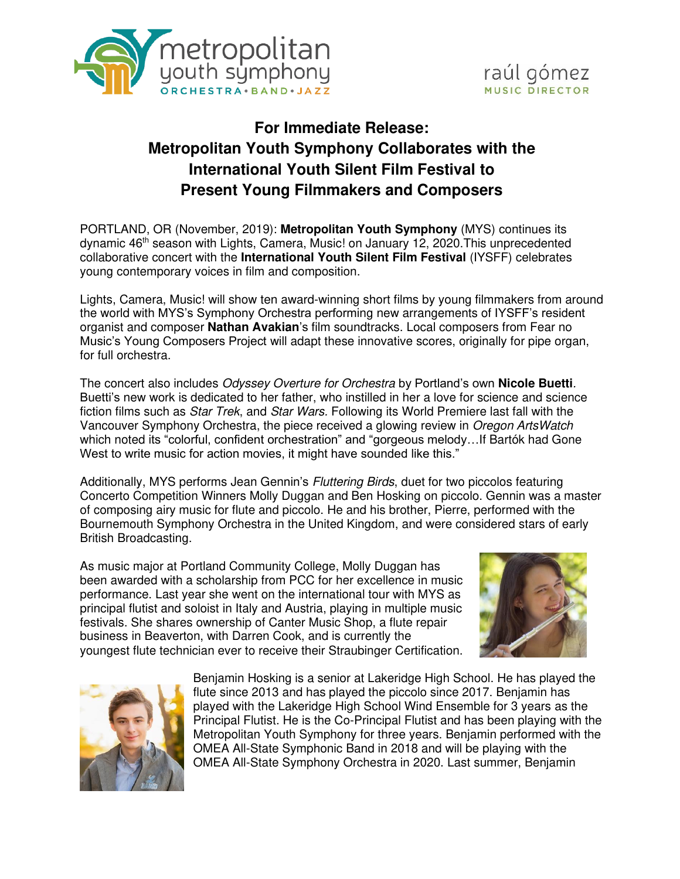metropolitan youth symphony
ORCHESTRA • BAND • JAZZ

raúl gómez
MUSIC DIRECTOR

# For Immediate Release: Metropolitan Youth Symphony Collaborates with the International Youth Silent Film Festival to Present Young Filmmakers and Composers

PORTLAND, OR (November, 2019): **Metropolitan Youth Symphony** (MYS) continues its dynamic 46th season with Lights, Camera, Music! on January 12, 2020.This unprecedented collaborative concert with the **International Youth Silent Film Festival** (IYSFF) celebrates young contemporary voices in film and composition.

Lights, Camera, Music! will show ten award-winning short films by young filmmakers from around the world with MYS's Symphony Orchestra performing new arrangements of IYSFF's resident organist and composer **Nathan Avakian**'s film soundtracks. Local composers from Fear no Music's Young Composers Project will adapt these innovative scores, originally for pipe organ, for full orchestra.

The concert also includes *Odyssey Overture for Orchestra* by Portland's own **Nicole Buetti**. Buetti's new work is dedicated to her father, who instilled in her a love for science and science fiction films such as *Star Trek*, and *Star Wars*. Following its World Premiere last fall with the Vancouver Symphony Orchestra, the piece received a glowing review in *Oregon ArtsWatch* which noted its "colorful, confident orchestration" and "gorgeous melody…If Bartók had Gone West to write music for action movies, it might have sounded like this."

Additionally, MYS performs Jean Gennin's *Fluttering Birds*, duet for two piccolos featuring Concerto Competition Winners Molly Duggan and Ben Hosking on piccolo. Gennin was a master of composing airy music for flute and piccolo. He and his brother, Pierre, performed with the Bournemouth Symphony Orchestra in the United Kingdom, and were considered stars of early British Broadcasting.

As music major at Portland Community College, Molly Duggan has been awarded with a scholarship from PCC for her excellence in music performance. Last year she went on the international tour with MYS as principal flutist and soloist in Italy and Austria, playing in multiple music festivals. She shares ownership of Canter Music Shop, a flute repair business in Beaverton, with Darren Cook, and is currently the youngest flute technician ever to receive their Straubinger Certification.

Benjamin Hosking is a senior at Lakeridge High School. He has played the flute since 2013 and has played the piccolo since 2017. Benjamin has played with the Lakeridge High School Wind Ensemble for 3 years as the Principal Flutist. He is the Co-Principal Flutist and has been playing with the Metropolitan Youth Symphony for three years. Benjamin performed with the OMEA All-State Symphonic Band in 2018 and will be playing with the OMEA All-State Symphony Orchestra in 2020. Last summer, Benjamin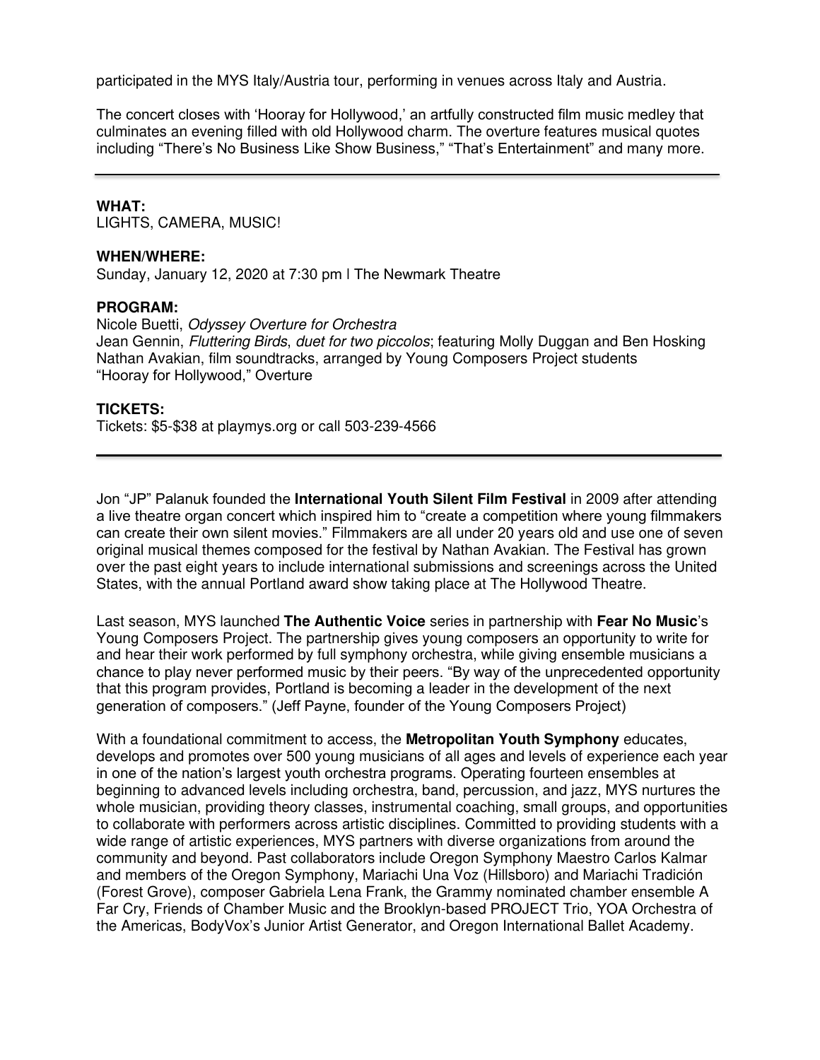participated in the MYS Italy/Austria tour, performing in venues across Italy and Austria.

The concert closes with 'Hooray for Hollywood,' an artfully constructed film music medley that culminates an evening filled with old Hollywood charm. The overture features musical quotes including "There's No Business Like Show Business," "That's Entertainment" and many more.

---

**WHAT:**
LIGHTS, CAMERA, MUSIC!

**WHEN/WHERE:**
Sunday, January 12, 2020 at 7:30 pm | The Newmark Theatre

**PROGRAM:**
Nicole Buetti, *Odyssey Overture for Orchestra*
Jean Gennin, *Fluttering Birds*, *duet for two piccolos*; featuring Molly Duggan and Ben Hosking
Nathan Avakian, film soundtracks, arranged by Young Composers Project students
"Hooray for Hollywood," Overture

**TICKETS:**
Tickets: $5-$38 at playmys.org or call 503-239-4566

---

Jon "JP" Palanuk founded the **International Youth Silent Film Festival** in 2009 after attending a live theatre organ concert which inspired him to "create a competition where young filmmakers can create their own silent movies." Filmmakers are all under 20 years old and use one of seven original musical themes composed for the festival by Nathan Avakian. The Festival has grown over the past eight years to include international submissions and screenings across the United States, with the annual Portland award show taking place at The Hollywood Theatre.

Last season, MYS launched **The Authentic Voice** series in partnership with **Fear No Music**'s Young Composers Project. The partnership gives young composers an opportunity to write for and hear their work performed by full symphony orchestra, while giving ensemble musicians a chance to play never performed music by their peers. "By way of the unprecedented opportunity that this program provides, Portland is becoming a leader in the development of the next generation of composers." (Jeff Payne, founder of the Young Composers Project)

With a foundational commitment to access, the **Metropolitan Youth Symphony** educates, develops and promotes over 500 young musicians of all ages and levels of experience each year in one of the nation's largest youth orchestra programs. Operating fourteen ensembles at beginning to advanced levels including orchestra, band, percussion, and jazz, MYS nurtures the whole musician, providing theory classes, instrumental coaching, small groups, and opportunities to collaborate with performers across artistic disciplines. Committed to providing students with a wide range of artistic experiences, MYS partners with diverse organizations from around the community and beyond. Past collaborators include Oregon Symphony Maestro Carlos Kalmar and members of the Oregon Symphony, Mariachi Una Voz (Hillsboro) and Mariachi Tradición (Forest Grove), composer Gabriela Lena Frank, the Grammy nominated chamber ensemble A Far Cry, Friends of Chamber Music and the Brooklyn-based PROJECT Trio, YOA Orchestra of the Americas, BodyVox's Junior Artist Generator, and Oregon International Ballet Academy.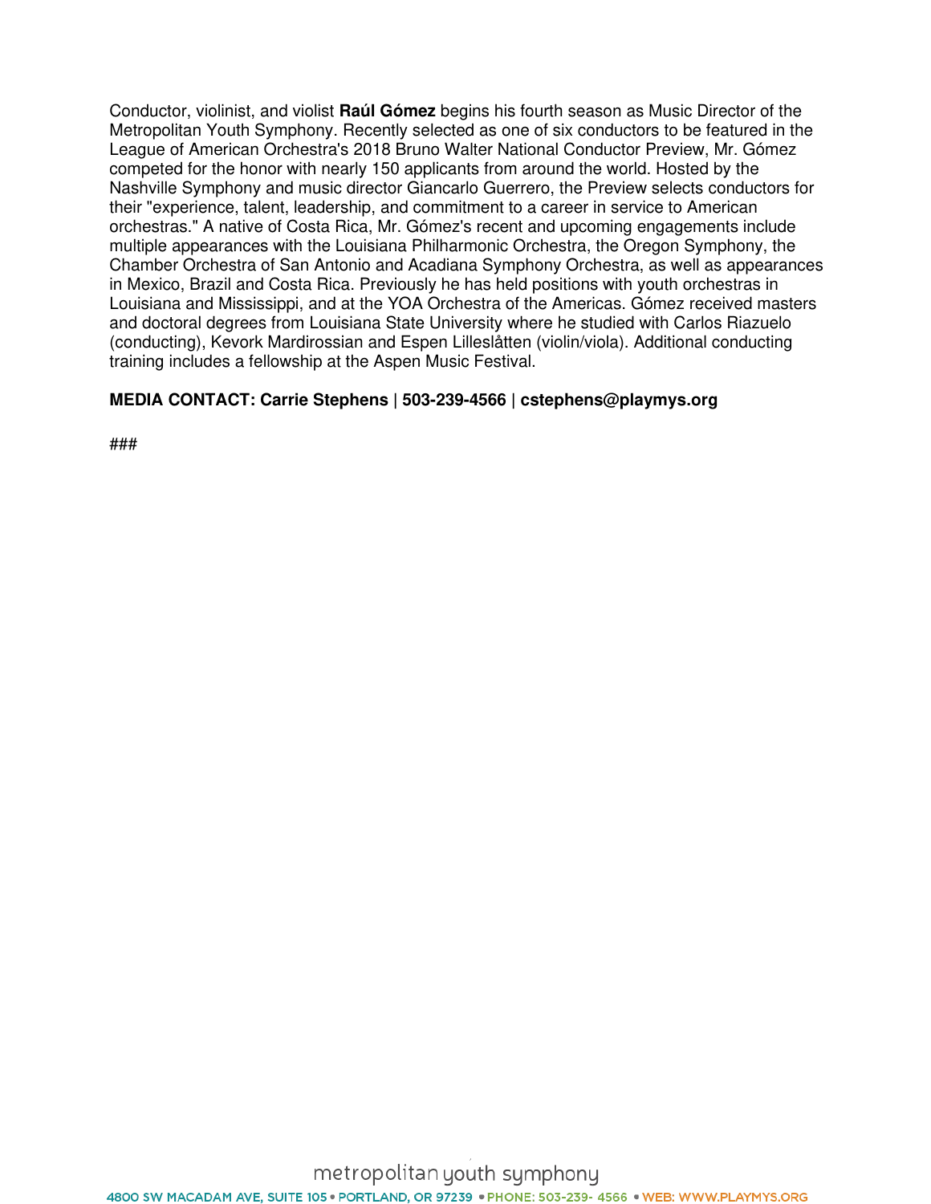Conductor, violinist, and violist **Raúl Gómez** begins his fourth season as Music Director of the Metropolitan Youth Symphony. Recently selected as one of six conductors to be featured in the League of American Orchestra's 2018 Bruno Walter National Conductor Preview, Mr. Gómez competed for the honor with nearly 150 applicants from around the world. Hosted by the Nashville Symphony and music director Giancarlo Guerrero, the Preview selects conductors for their "experience, talent, leadership, and commitment to a career in service to American orchestras." A native of Costa Rica, Mr. Gómez's recent and upcoming engagements include multiple appearances with the Louisiana Philharmonic Orchestra, the Oregon Symphony, the Chamber Orchestra of San Antonio and Acadiana Symphony Orchestra, as well as appearances in Mexico, Brazil and Costa Rica. Previously he has held positions with youth orchestras in Louisiana and Mississippi, and at the YOA Orchestra of the Americas. Gómez received masters and doctoral degrees from Louisiana State University where he studied with Carlos Riazuelo (conducting), Kevork Mardirossian and Espen Lilleslåtten (violin/viola). Additional conducting training includes a fellowship at the Aspen Music Festival.

**MEDIA CONTACT: Carrie Stephens | 503-239-4566 | cstephens@playmys.org**

###